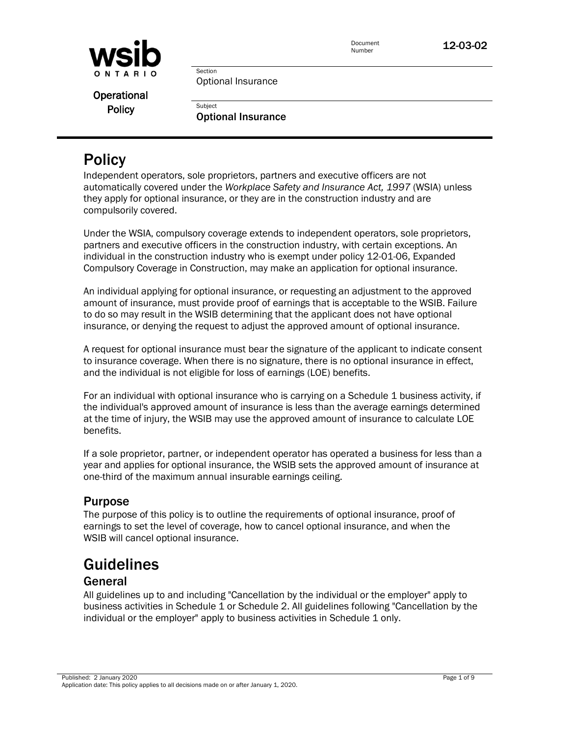wsib ONTARIO

Operational Policy

Document Number 12-03-02

Section
Optional Insurance

Subject
**Optional Insurance**

# Policy

Independent operators, sole proprietors, partners and executive officers are not automatically covered under the *Workplace Safety and Insurance Act, 1997* (WSIA) unless they apply for optional insurance, or they are in the construction industry and are compulsorily covered.

Under the WSIA, compulsory coverage extends to independent operators, sole proprietors, partners and executive officers in the construction industry, with certain exceptions. An individual in the construction industry who is exempt under policy 12-01-06, Expanded Compulsory Coverage in Construction, may make an application for optional insurance.

An individual applying for optional insurance, or requesting an adjustment to the approved amount of insurance, must provide proof of earnings that is acceptable to the WSIB. Failure to do so may result in the WSIB determining that the applicant does not have optional insurance, or denying the request to adjust the approved amount of optional insurance.

A request for optional insurance must bear the signature of the applicant to indicate consent to insurance coverage. When there is no signature, there is no optional insurance in effect, and the individual is not eligible for loss of earnings (LOE) benefits.

For an individual with optional insurance who is carrying on a Schedule 1 business activity, if the individual's approved amount of insurance is less than the average earnings determined at the time of injury, the WSIB may use the approved amount of insurance to calculate LOE benefits.

If a sole proprietor, partner, or independent operator has operated a business for less than a year and applies for optional insurance, the WSIB sets the approved amount of insurance at one-third of the maximum annual insurable earnings ceiling.

## Purpose

The purpose of this policy is to outline the requirements of optional insurance, proof of earnings to set the level of coverage, how to cancel optional insurance, and when the WSIB will cancel optional insurance.

# Guidelines

## General

All guidelines up to and including "Cancellation by the individual or the employer" apply to business activities in Schedule 1 or Schedule 2. All guidelines following "Cancellation by the individual or the employer" apply to business activities in Schedule 1 only.

Published: 2 January 2020
Application date: This policy applies to all decisions made on or after January 1, 2020.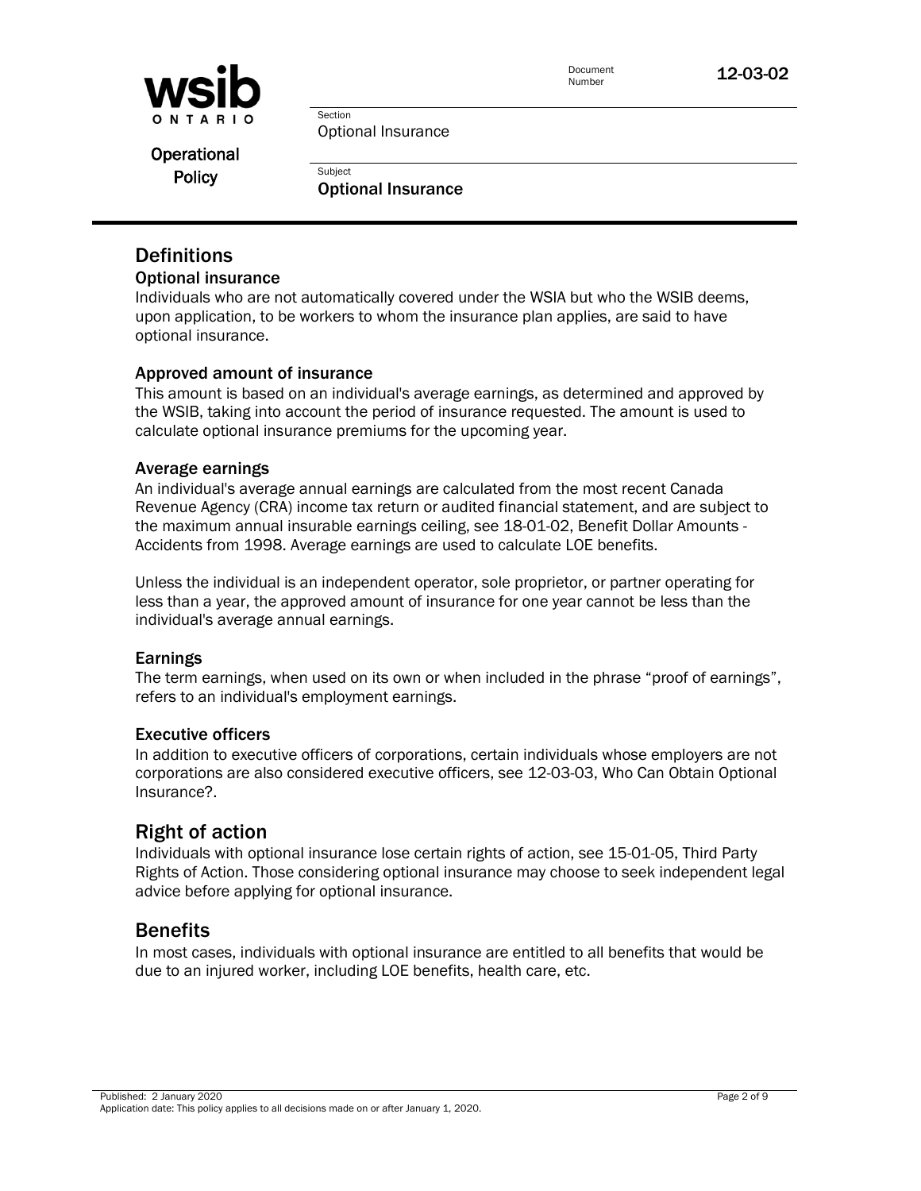## Definitions

### Optional insurance

Individuals who are not automatically covered under the WSIA but who the WSIB deems, upon application, to be workers to whom the insurance plan applies, are said to have optional insurance.

### Approved amount of insurance

This amount is based on an individual's average earnings, as determined and approved by the WSIB, taking into account the period of insurance requested. The amount is used to calculate optional insurance premiums for the upcoming year.

### Average earnings

An individual's average annual earnings are calculated from the most recent Canada Revenue Agency (CRA) income tax return or audited financial statement, and are subject to the maximum annual insurable earnings ceiling, see 18-01-02, Benefit Dollar Amounts - Accidents from 1998. Average earnings are used to calculate LOE benefits.

Unless the individual is an independent operator, sole proprietor, or partner operating for less than a year, the approved amount of insurance for one year cannot be less than the individual's average annual earnings.

### Earnings

The term earnings, when used on its own or when included in the phrase "proof of earnings", refers to an individual's employment earnings.

### Executive officers

In addition to executive officers of corporations, certain individuals whose employers are not corporations are also considered executive officers, see 12-03-03, Who Can Obtain Optional Insurance?.

## Right of action

Individuals with optional insurance lose certain rights of action, see 15-01-05, Third Party Rights of Action. Those considering optional insurance may choose to seek independent legal advice before applying for optional insurance.

## Benefits

In most cases, individuals with optional insurance are entitled to all benefits that would be due to an injured worker, including LOE benefits, health care, etc.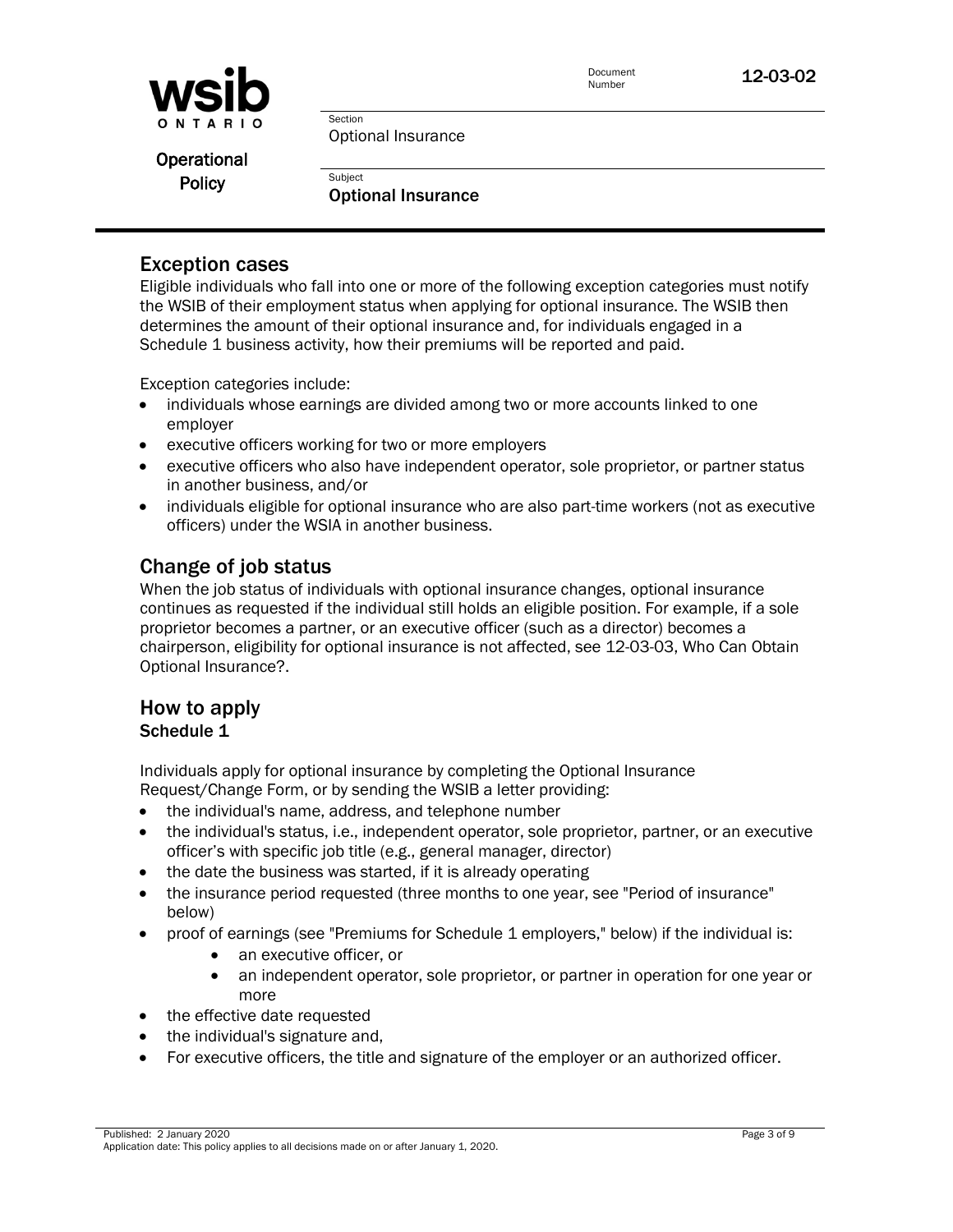## Exception cases

Eligible individuals who fall into one or more of the following exception categories must notify the WSIB of their employment status when applying for optional insurance. The WSIB then determines the amount of their optional insurance and, for individuals engaged in a Schedule 1 business activity, how their premiums will be reported and paid.

Exception categories include:

- individuals whose earnings are divided among two or more accounts linked to one employer
- executive officers working for two or more employers
- executive officers who also have independent operator, sole proprietor, or partner status in another business, and/or
- individuals eligible for optional insurance who are also part-time workers (not as executive officers) under the WSIA in another business.

## Change of job status

When the job status of individuals with optional insurance changes, optional insurance continues as requested if the individual still holds an eligible position. For example, if a sole proprietor becomes a partner, or an executive officer (such as a director) becomes a chairperson, eligibility for optional insurance is not affected, see 12-03-03, Who Can Obtain Optional Insurance?.

## How to apply

### Schedule 1

Individuals apply for optional insurance by completing the Optional Insurance Request/Change Form, or by sending the WSIB a letter providing:

- the individual's name, address, and telephone number
- the individual's status, i.e., independent operator, sole proprietor, partner, or an executive officer's with specific job title (e.g., general manager, director)
- the date the business was started, if it is already operating
- the insurance period requested (three months to one year, see "Period of insurance" below)
- proof of earnings (see "Premiums for Schedule 1 employers," below) if the individual is:
    - an executive officer, or
    - an independent operator, sole proprietor, or partner in operation for one year or more
- the effective date requested
- the individual's signature and,
- For executive officers, the title and signature of the employer or an authorized officer.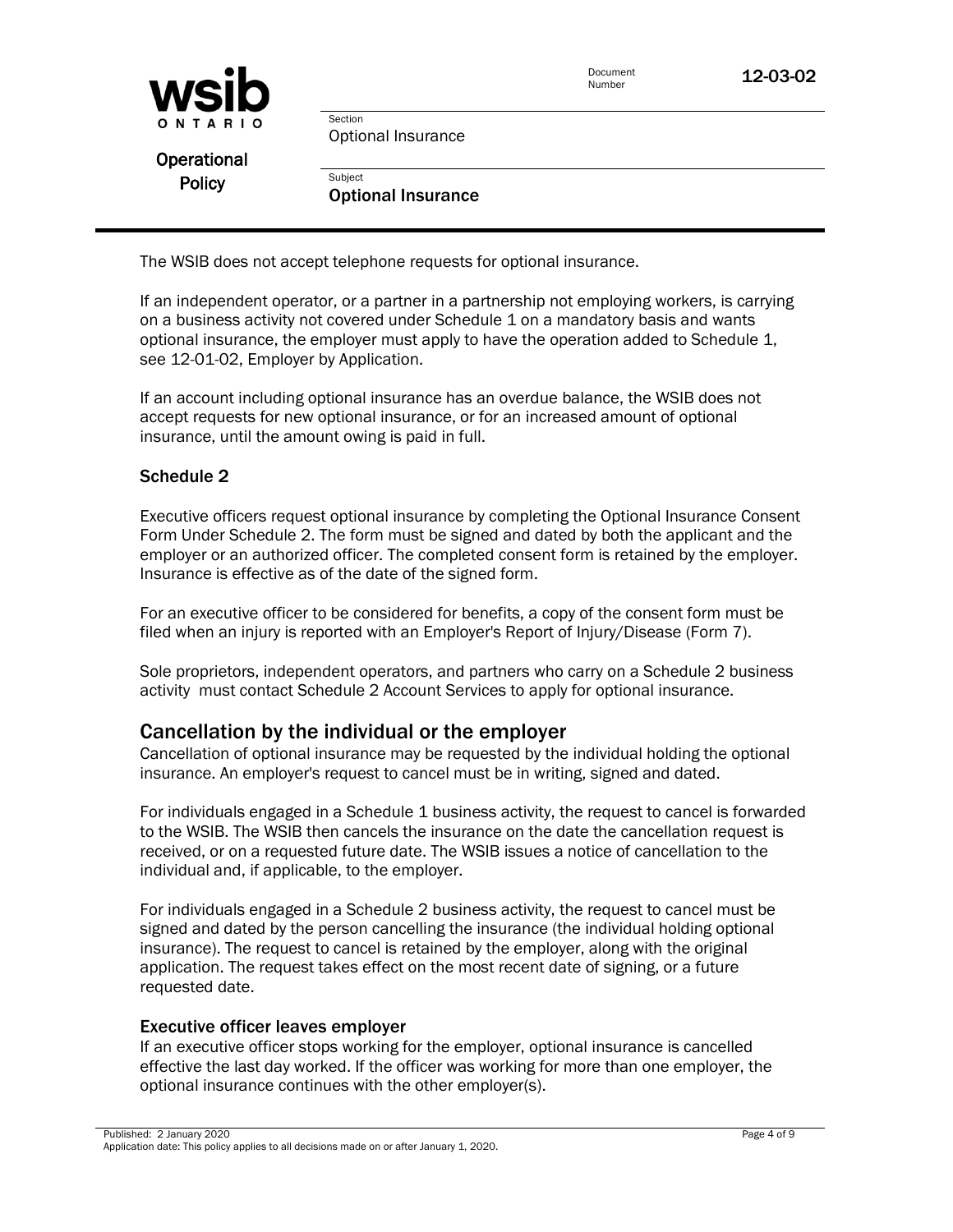The WSIB does not accept telephone requests for optional insurance.

If an independent operator, or a partner in a partnership not employing workers, is carrying on a business activity not covered under Schedule 1 on a mandatory basis and wants optional insurance, the employer must apply to have the operation added to Schedule 1, see 12-01-02, Employer by Application.

If an account including optional insurance has an overdue balance, the WSIB does not accept requests for new optional insurance, or for an increased amount of optional insurance, until the amount owing is paid in full.

### Schedule 2

Executive officers request optional insurance by completing the Optional Insurance Consent Form Under Schedule 2. The form must be signed and dated by both the applicant and the employer or an authorized officer. The completed consent form is retained by the employer. Insurance is effective as of the date of the signed form.

For an executive officer to be considered for benefits, a copy of the consent form must be filed when an injury is reported with an Employer's Report of Injury/Disease (Form 7).

Sole proprietors, independent operators, and partners who carry on a Schedule 2 business activity must contact Schedule 2 Account Services to apply for optional insurance.

## Cancellation by the individual or the employer

Cancellation of optional insurance may be requested by the individual holding the optional insurance. An employer's request to cancel must be in writing, signed and dated.

For individuals engaged in a Schedule 1 business activity, the request to cancel is forwarded to the WSIB. The WSIB then cancels the insurance on the date the cancellation request is received, or on a requested future date. The WSIB issues a notice of cancellation to the individual and, if applicable, to the employer.

For individuals engaged in a Schedule 2 business activity, the request to cancel must be signed and dated by the person cancelling the insurance (the individual holding optional insurance). The request to cancel is retained by the employer, along with the original application. The request takes effect on the most recent date of signing, or a future requested date.

### Executive officer leaves employer

If an executive officer stops working for the employer, optional insurance is cancelled effective the last day worked. If the officer was working for more than one employer, the optional insurance continues with the other employer(s).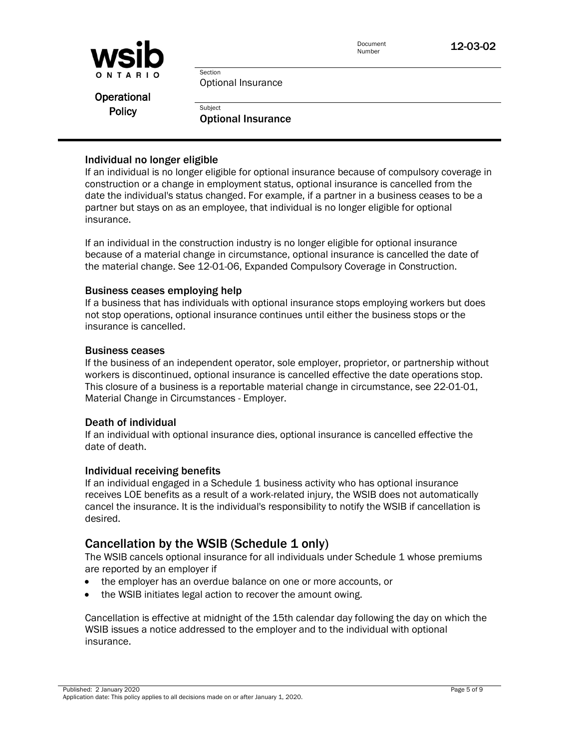### Individual no longer eligible

If an individual is no longer eligible for optional insurance because of compulsory coverage in construction or a change in employment status, optional insurance is cancelled from the date the individual's status changed. For example, if a partner in a business ceases to be a partner but stays on as an employee, that individual is no longer eligible for optional insurance.

If an individual in the construction industry is no longer eligible for optional insurance because of a material change in circumstance, optional insurance is cancelled the date of the material change. See 12-01-06, Expanded Compulsory Coverage in Construction.

### Business ceases employing help

If a business that has individuals with optional insurance stops employing workers but does not stop operations, optional insurance continues until either the business stops or the insurance is cancelled.

### Business ceases

If the business of an independent operator, sole employer, proprietor, or partnership without workers is discontinued, optional insurance is cancelled effective the date operations stop. This closure of a business is a reportable material change in circumstance, see 22-01-01, Material Change in Circumstances - Employer.

### Death of individual

If an individual with optional insurance dies, optional insurance is cancelled effective the date of death.

### Individual receiving benefits

If an individual engaged in a Schedule 1 business activity who has optional insurance receives LOE benefits as a result of a work-related injury, the WSIB does not automatically cancel the insurance. It is the individual's responsibility to notify the WSIB if cancellation is desired.

## Cancellation by the WSIB (Schedule 1 only)

The WSIB cancels optional insurance for all individuals under Schedule 1 whose premiums are reported by an employer if

- the employer has an overdue balance on one or more accounts, or
- the WSIB initiates legal action to recover the amount owing.

Cancellation is effective at midnight of the 15th calendar day following the day on which the WSIB issues a notice addressed to the employer and to the individual with optional insurance.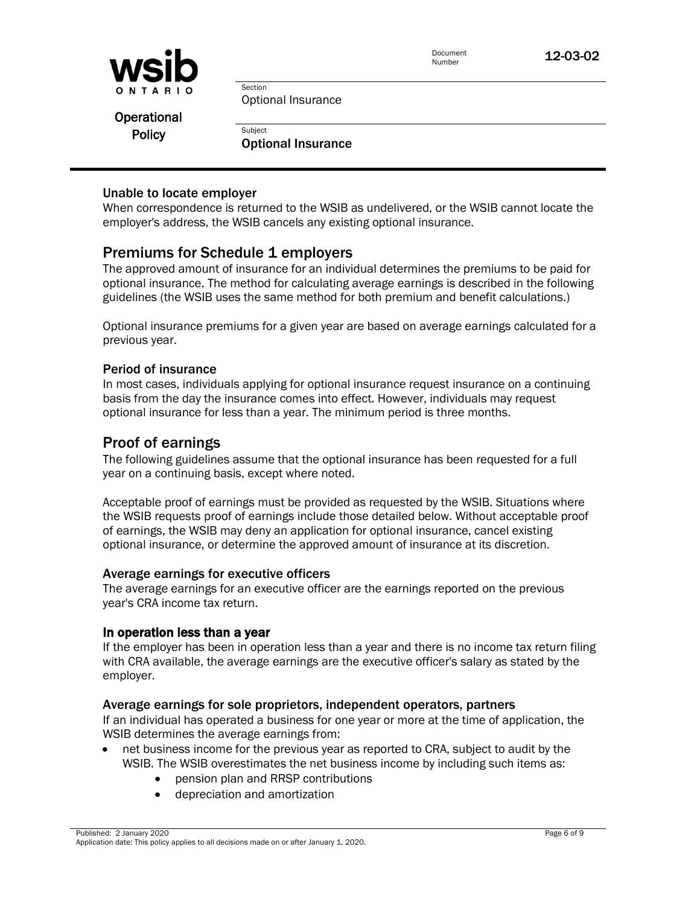### Unable to locate employer

When correspondence is returned to the WSIB as undelivered, or the WSIB cannot locate the employer's address, the WSIB cancels any existing optional insurance.

## Premiums for Schedule 1 employers

The approved amount of insurance for an individual determines the premiums to be paid for optional insurance. The method for calculating average earnings is described in the following guidelines (the WSIB uses the same method for both premium and benefit calculations.)

Optional insurance premiums for a given year are based on average earnings calculated for a previous year.

### Period of insurance

In most cases, individuals applying for optional insurance request insurance on a continuing basis from the day the insurance comes into effect. However, individuals may request optional insurance for less than a year. The minimum period is three months.

## Proof of earnings

The following guidelines assume that the optional insurance has been requested for a full year on a continuing basis, except where noted.

Acceptable proof of earnings must be provided as requested by the WSIB. Situations where the WSIB requests proof of earnings include those detailed below. Without acceptable proof of earnings, the WSIB may deny an application for optional insurance, cancel existing optional insurance, or determine the approved amount of insurance at its discretion.

### Average earnings for executive officers

The average earnings for an executive officer are the earnings reported on the previous year's CRA income tax return.

#### In operation less than a year

If the employer has been in operation less than a year and there is no income tax return filing with CRA available, the average earnings are the executive officer's salary as stated by the employer.

### Average earnings for sole proprietors, independent operators, partners

If an individual has operated a business for one year or more at the time of application, the WSIB determines the average earnings from:

- net business income for the previous year as reported to CRA, subject to audit by the WSIB. The WSIB overestimates the net business income by including such items as:
    - pension plan and RRSP contributions
    - depreciation and amortization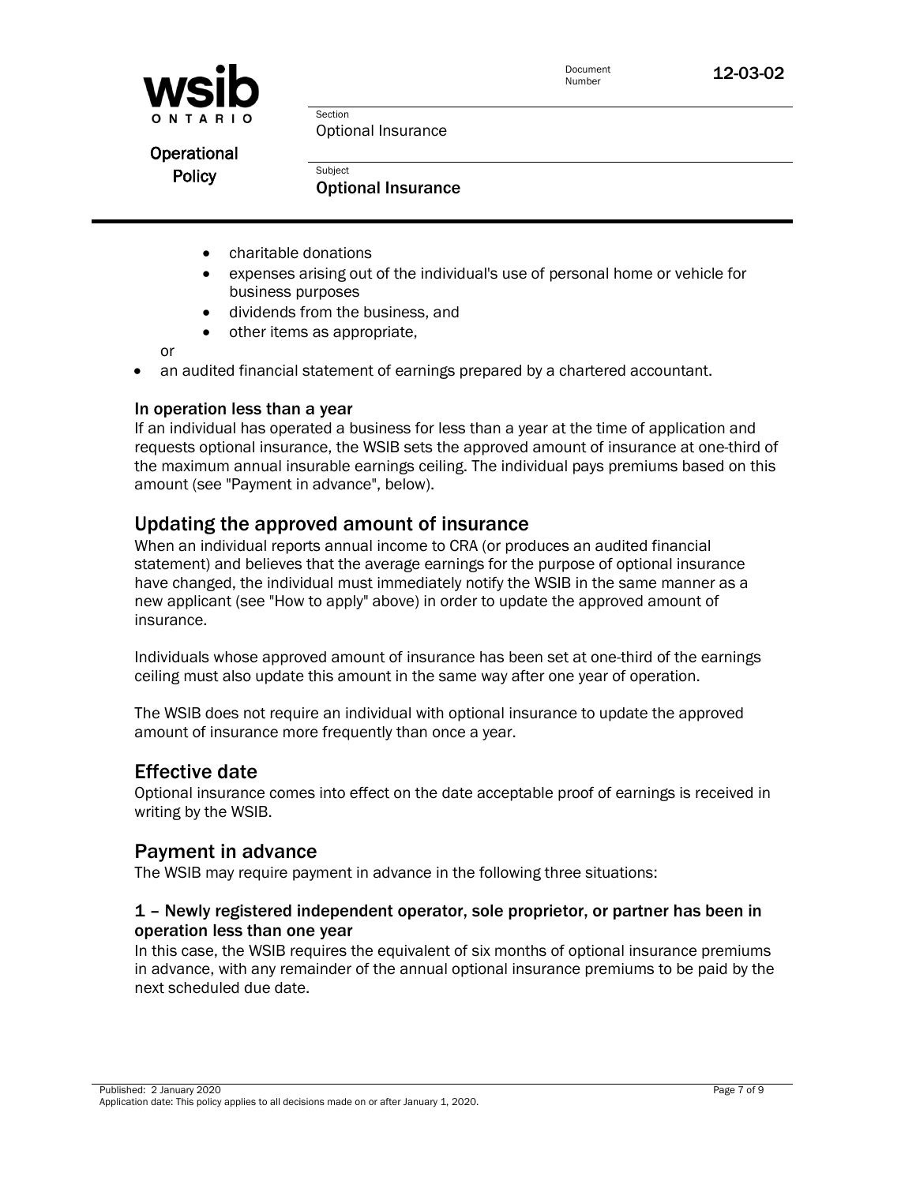- charitable donations
    - expenses arising out of the individual's use of personal home or vehicle for business purposes
    - dividends from the business, and
    - other items as appropriate,

  or

- an audited financial statement of earnings prepared by a chartered accountant.

### In operation less than a year

If an individual has operated a business for less than a year at the time of application and requests optional insurance, the WSIB sets the approved amount of insurance at one-third of the maximum annual insurable earnings ceiling. The individual pays premiums based on this amount (see "Payment in advance", below).

## Updating the approved amount of insurance

When an individual reports annual income to CRA (or produces an audited financial statement) and believes that the average earnings for the purpose of optional insurance have changed, the individual must immediately notify the WSIB in the same manner as a new applicant (see "How to apply" above) in order to update the approved amount of insurance.

Individuals whose approved amount of insurance has been set at one-third of the earnings ceiling must also update this amount in the same way after one year of operation.

The WSIB does not require an individual with optional insurance to update the approved amount of insurance more frequently than once a year.

## Effective date

Optional insurance comes into effect on the date acceptable proof of earnings is received in writing by the WSIB.

## Payment in advance

The WSIB may require payment in advance in the following three situations:

### 1 – Newly registered independent operator, sole proprietor, or partner has been in operation less than one year

In this case, the WSIB requires the equivalent of six months of optional insurance premiums in advance, with any remainder of the annual optional insurance premiums to be paid by the next scheduled due date.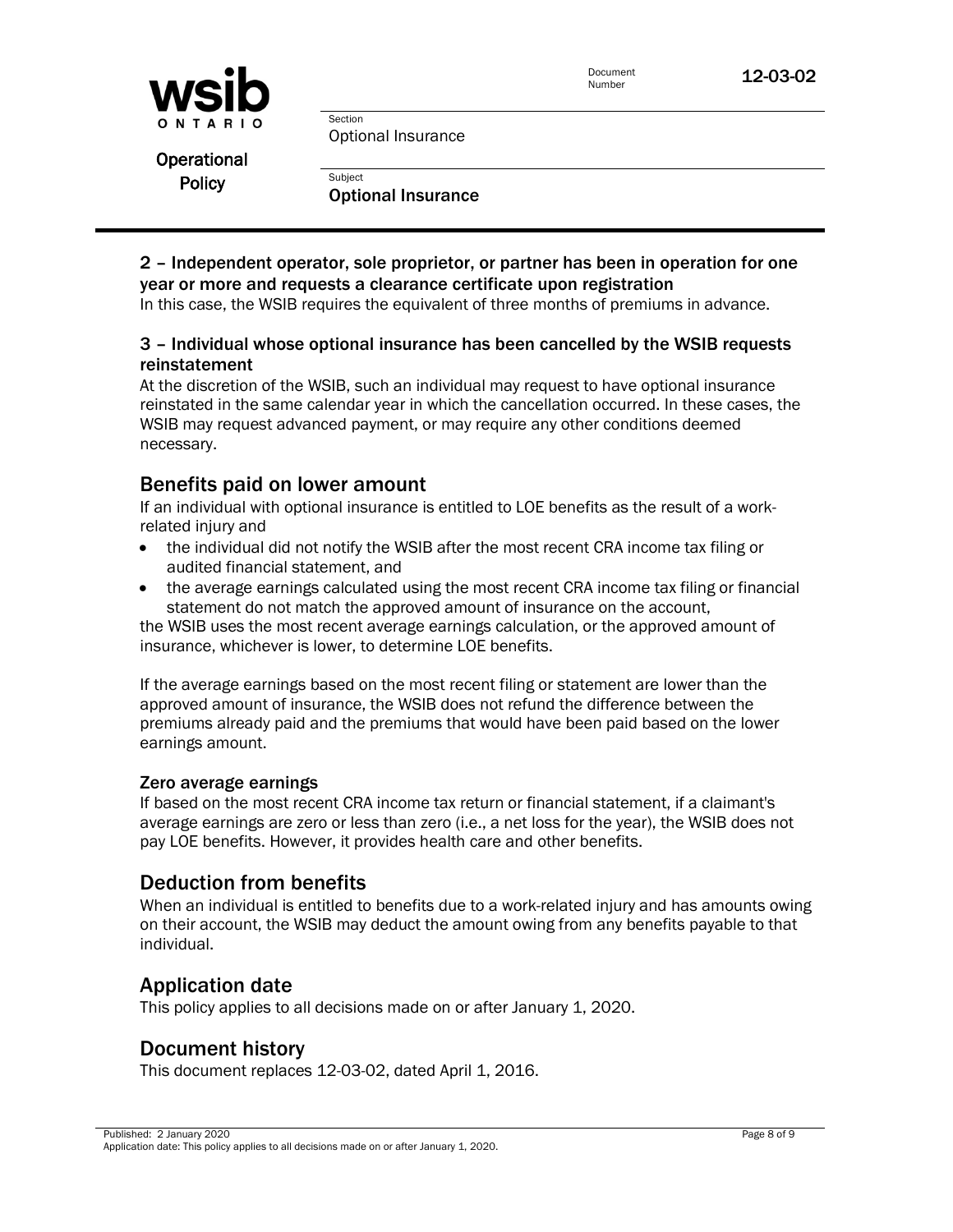### 2 – Independent operator, sole proprietor, or partner has been in operation for one year or more and requests a clearance certificate upon registration

In this case, the WSIB requires the equivalent of three months of premiums in advance.

### 3 – Individual whose optional insurance has been cancelled by the WSIB requests reinstatement

At the discretion of the WSIB, such an individual may request to have optional insurance reinstated in the same calendar year in which the cancellation occurred. In these cases, the WSIB may request advanced payment, or may require any other conditions deemed necessary.

## Benefits paid on lower amount

If an individual with optional insurance is entitled to LOE benefits as the result of a work-related injury and

- the individual did not notify the WSIB after the most recent CRA income tax filing or audited financial statement, and
- the average earnings calculated using the most recent CRA income tax filing or financial statement do not match the approved amount of insurance on the account,

the WSIB uses the most recent average earnings calculation, or the approved amount of insurance, whichever is lower, to determine LOE benefits.

If the average earnings based on the most recent filing or statement are lower than the approved amount of insurance, the WSIB does not refund the difference between the premiums already paid and the premiums that would have been paid based on the lower earnings amount.

### Zero average earnings

If based on the most recent CRA income tax return or financial statement, if a claimant's average earnings are zero or less than zero (i.e., a net loss for the year), the WSIB does not pay LOE benefits. However, it provides health care and other benefits.

## Deduction from benefits

When an individual is entitled to benefits due to a work-related injury and has amounts owing on their account, the WSIB may deduct the amount owing from any benefits payable to that individual.

## Application date

This policy applies to all decisions made on or after January 1, 2020.

## Document history

This document replaces 12-03-02, dated April 1, 2016.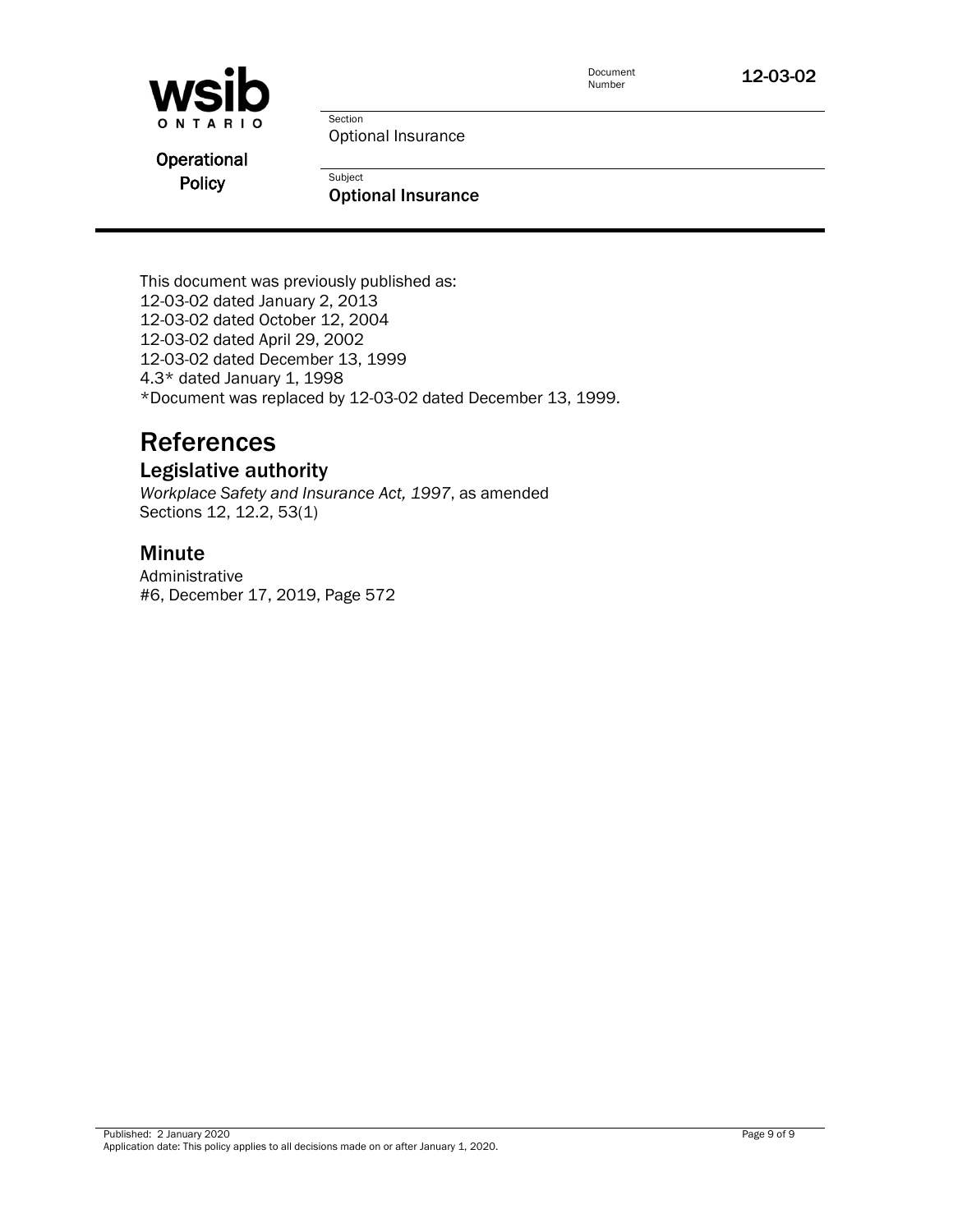This document was previously published as:
12-03-02 dated January 2, 2013
12-03-02 dated October 12, 2004
12-03-02 dated April 29, 2002
12-03-02 dated December 13, 1999
4.3* dated January 1, 1998
*Document was replaced by 12-03-02 dated December 13, 1999.

# References

## Legislative authority

*Workplace Safety and Insurance Act, 1997*, as amended
Sections 12, 12.2, 53(1)

## Minute

Administrative
#6, December 17, 2019, Page 572